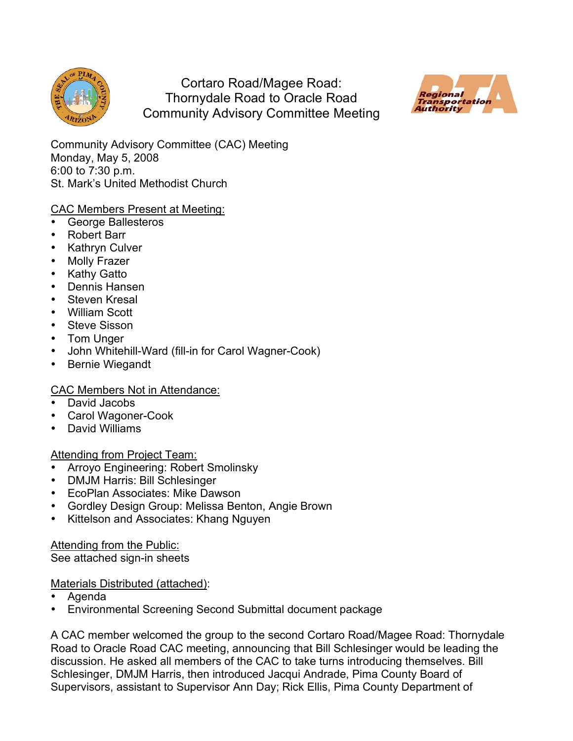# Cortaro Road/Magee Road: Thornydale Road to Oracle Road Community Advisory Committee Meeting

Community Advisory Committee (CAC) Meeting
Monday, May 5, 2008
6:00 to 7:30 p.m.
St. Mark's United Methodist Church

CAC Members Present at Meeting:

- George Ballesteros
- Robert Barr
- Kathryn Culver
- Molly Frazer
- Kathy Gatto
- Dennis Hansen
- Steven Kresal
- William Scott
- Steve Sisson
- Tom Unger
- John Whitehill-Ward (fill-in for Carol Wagner-Cook)
- Bernie Wiegandt

CAC Members Not in Attendance:

- David Jacobs
- Carol Wagoner-Cook
- David Williams

Attending from Project Team:

- Arroyo Engineering: Robert Smolinsky
- DMJM Harris: Bill Schlesinger
- EcoPlan Associates: Mike Dawson
- Gordley Design Group: Melissa Benton, Angie Brown
- Kittelson and Associates: Khang Nguyen

Attending from the Public:
See attached sign-in sheets

Materials Distributed (attached):

- Agenda
- Environmental Screening Second Submittal document package

A CAC member welcomed the group to the second Cortaro Road/Magee Road: Thornydale Road to Oracle Road CAC meeting, announcing that Bill Schlesinger would be leading the discussion. He asked all members of the CAC to take turns introducing themselves. Bill Schlesinger, DMJM Harris, then introduced Jacqui Andrade, Pima County Board of Supervisors, assistant to Supervisor Ann Day; Rick Ellis, Pima County Department of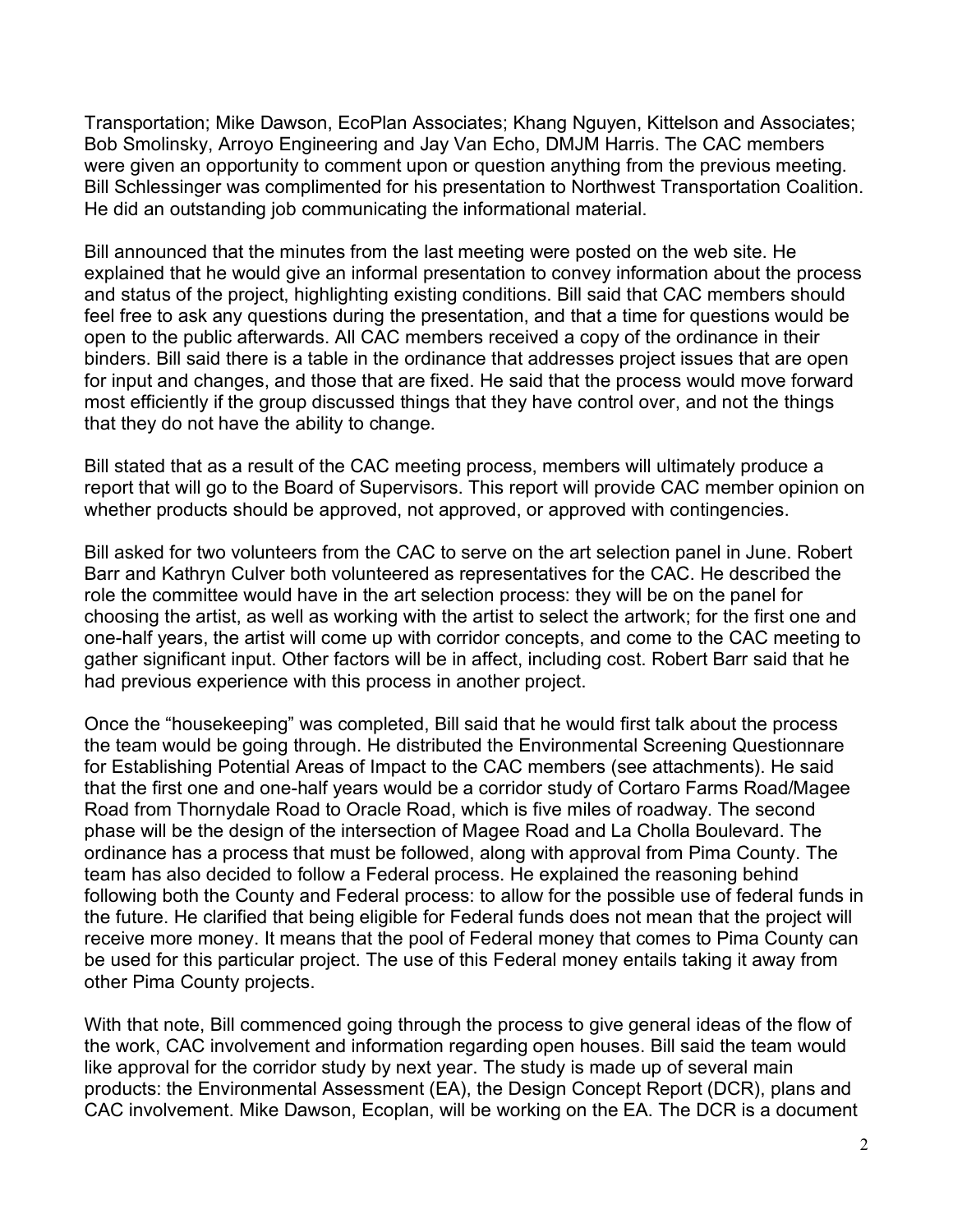Transportation; Mike Dawson, EcoPlan Associates; Khang Nguyen, Kittelson and Associates; Bob Smolinsky, Arroyo Engineering and Jay Van Echo, DMJM Harris. The CAC members were given an opportunity to comment upon or question anything from the previous meeting. Bill Schlessinger was complimented for his presentation to Northwest Transportation Coalition. He did an outstanding job communicating the informational material.

Bill announced that the minutes from the last meeting were posted on the web site. He explained that he would give an informal presentation to convey information about the process and status of the project, highlighting existing conditions. Bill said that CAC members should feel free to ask any questions during the presentation, and that a time for questions would be open to the public afterwards. All CAC members received a copy of the ordinance in their binders. Bill said there is a table in the ordinance that addresses project issues that are open for input and changes, and those that are fixed. He said that the process would move forward most efficiently if the group discussed things that they have control over, and not the things that they do not have the ability to change.

Bill stated that as a result of the CAC meeting process, members will ultimately produce a report that will go to the Board of Supervisors. This report will provide CAC member opinion on whether products should be approved, not approved, or approved with contingencies.

Bill asked for two volunteers from the CAC to serve on the art selection panel in June. Robert Barr and Kathryn Culver both volunteered as representatives for the CAC. He described the role the committee would have in the art selection process: they will be on the panel for choosing the artist, as well as working with the artist to select the artwork; for the first one and one-half years, the artist will come up with corridor concepts, and come to the CAC meeting to gather significant input. Other factors will be in affect, including cost. Robert Barr said that he had previous experience with this process in another project.

Once the "housekeeping" was completed, Bill said that he would first talk about the process the team would be going through. He distributed the Environmental Screening Questionnaire for Establishing Potential Areas of Impact to the CAC members (see attachments). He said that the first one and one-half years would be a corridor study of Cortaro Farms Road/Magee Road from Thornydale Road to Oracle Road, which is five miles of roadway. The second phase will be the design of the intersection of Magee Road and La Cholla Boulevard. The ordinance has a process that must be followed, along with approval from Pima County. The team has also decided to follow a Federal process. He explained the reasoning behind following both the County and Federal process: to allow for the possible use of federal funds in the future. He clarified that being eligible for Federal funds does not mean that the project will receive more money. It means that the pool of Federal money that comes to Pima County can be used for this particular project. The use of this Federal money entails taking it away from other Pima County projects.

With that note, Bill commenced going through the process to give general ideas of the flow of the work, CAC involvement and information regarding open houses. Bill said the team would like approval for the corridor study by next year. The study is made up of several main products: the Environmental Assessment (EA), the Design Concept Report (DCR), plans and CAC involvement. Mike Dawson, Ecoplan, will be working on the EA. The DCR is a document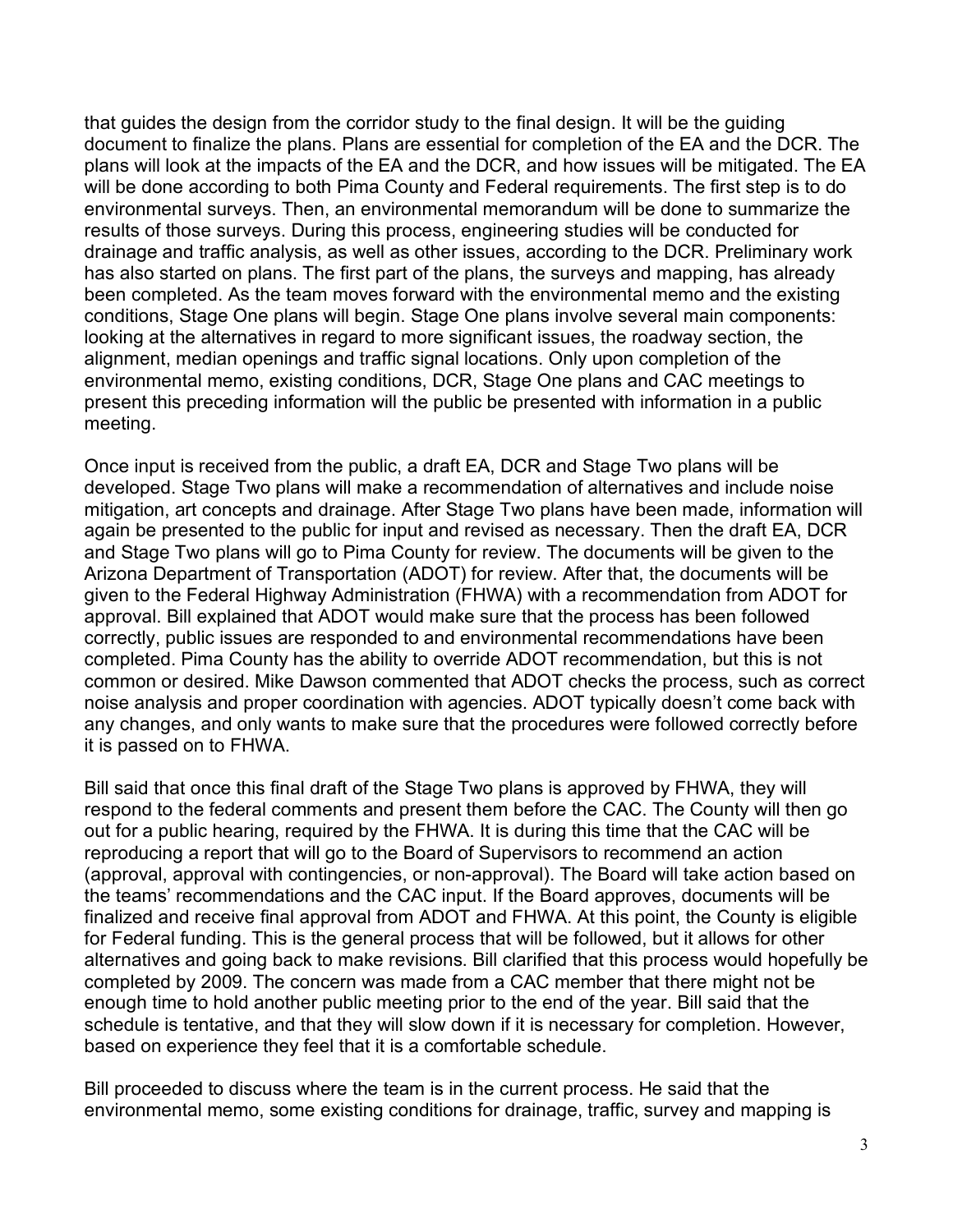that guides the design from the corridor study to the final design. It will be the guiding document to finalize the plans. Plans are essential for completion of the EA and the DCR. The plans will look at the impacts of the EA and the DCR, and how issues will be mitigated. The EA will be done according to both Pima County and Federal requirements. The first step is to do environmental surveys. Then, an environmental memorandum will be done to summarize the results of those surveys. During this process, engineering studies will be conducted for drainage and traffic analysis, as well as other issues, according to the DCR. Preliminary work has also started on plans. The first part of the plans, the surveys and mapping, has already been completed. As the team moves forward with the environmental memo and the existing conditions, Stage One plans will begin. Stage One plans involve several main components: looking at the alternatives in regard to more significant issues, the roadway section, the alignment, median openings and traffic signal locations. Only upon completion of the environmental memo, existing conditions, DCR, Stage One plans and CAC meetings to present this preceding information will the public be presented with information in a public meeting.

Once input is received from the public, a draft EA, DCR and Stage Two plans will be developed. Stage Two plans will make a recommendation of alternatives and include noise mitigation, art concepts and drainage. After Stage Two plans have been made, information will again be presented to the public for input and revised as necessary. Then the draft EA, DCR and Stage Two plans will go to Pima County for review. The documents will be given to the Arizona Department of Transportation (ADOT) for review. After that, the documents will be given to the Federal Highway Administration (FHWA) with a recommendation from ADOT for approval. Bill explained that ADOT would make sure that the process has been followed correctly, public issues are responded to and environmental recommendations have been completed. Pima County has the ability to override ADOT recommendation, but this is not common or desired. Mike Dawson commented that ADOT checks the process, such as correct noise analysis and proper coordination with agencies. ADOT typically doesn't come back with any changes, and only wants to make sure that the procedures were followed correctly before it is passed on to FHWA.

Bill said that once this final draft of the Stage Two plans is approved by FHWA, they will respond to the federal comments and present them before the CAC. The County will then go out for a public hearing, required by the FHWA. It is during this time that the CAC will be reproducing a report that will go to the Board of Supervisors to recommend an action (approval, approval with contingencies, or non-approval). The Board will take action based on the teams' recommendations and the CAC input. If the Board approves, documents will be finalized and receive final approval from ADOT and FHWA. At this point, the County is eligible for Federal funding. This is the general process that will be followed, but it allows for other alternatives and going back to make revisions. Bill clarified that this process would hopefully be completed by 2009. The concern was made from a CAC member that there might not be enough time to hold another public meeting prior to the end of the year. Bill said that the schedule is tentative, and that they will slow down if it is necessary for completion. However, based on experience they feel that it is a comfortable schedule.

Bill proceeded to discuss where the team is in the current process. He said that the environmental memo, some existing conditions for drainage, traffic, survey and mapping is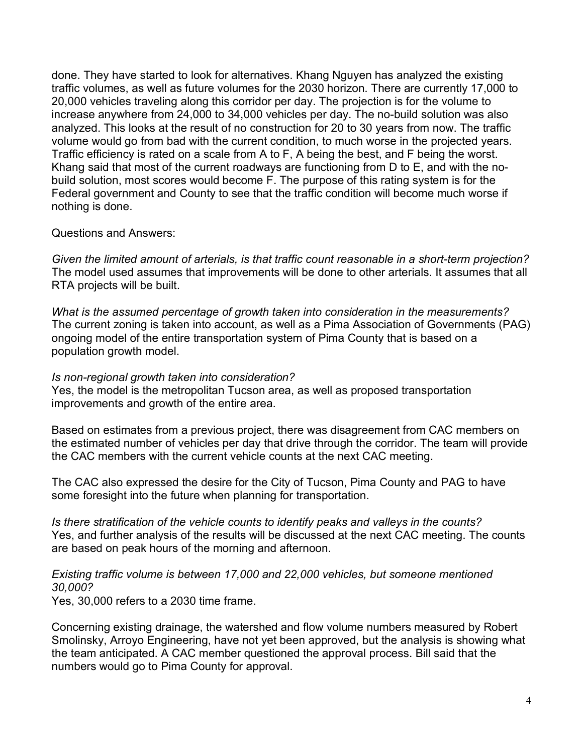done. They have started to look for alternatives. Khang Nguyen has analyzed the existing traffic volumes, as well as future volumes for the 2030 horizon. There are currently 17,000 to 20,000 vehicles traveling along this corridor per day. The projection is for the volume to increase anywhere from 24,000 to 34,000 vehicles per day. The no-build solution was also analyzed. This looks at the result of no construction for 20 to 30 years from now. The traffic volume would go from bad with the current condition, to much worse in the projected years. Traffic efficiency is rated on a scale from A to F, A being the best, and F being the worst. Khang said that most of the current roadways are functioning from D to E, and with the no-build solution, most scores would become F. The purpose of this rating system is for the Federal government and County to see that the traffic condition will become much worse if nothing is done.

Questions and Answers:

*Given the limited amount of arterials, is that traffic count reasonable in a short-term projection?*
The model used assumes that improvements will be done to other arterials. It assumes that all RTA projects will be built.

*What is the assumed percentage of growth taken into consideration in the measurements?*
The current zoning is taken into account, as well as a Pima Association of Governments (PAG) ongoing model of the entire transportation system of Pima County that is based on a population growth model.

*Is non-regional growth taken into consideration?*
Yes, the model is the metropolitan Tucson area, as well as proposed transportation improvements and growth of the entire area.

Based on estimates from a previous project, there was disagreement from CAC members on the estimated number of vehicles per day that drive through the corridor. The team will provide the CAC members with the current vehicle counts at the next CAC meeting.

The CAC also expressed the desire for the City of Tucson, Pima County and PAG to have some foresight into the future when planning for transportation.

*Is there stratification of the vehicle counts to identify peaks and valleys in the counts?*
Yes, and further analysis of the results will be discussed at the next CAC meeting. The counts are based on peak hours of the morning and afternoon.

*Existing traffic volume is between 17,000 and 22,000 vehicles, but someone mentioned 30,000?*
Yes, 30,000 refers to a 2030 time frame.

Concerning existing drainage, the watershed and flow volume numbers measured by Robert Smolinsky, Arroyo Engineering, have not yet been approved, but the analysis is showing what the team anticipated. A CAC member questioned the approval process. Bill said that the numbers would go to Pima County for approval.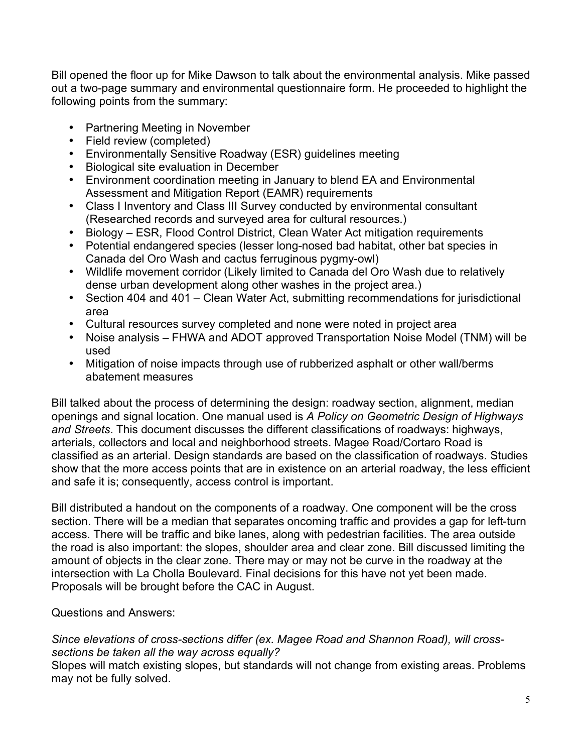Bill opened the floor up for Mike Dawson to talk about the environmental analysis. Mike passed out a two-page summary and environmental questionnaire form. He proceeded to highlight the following points from the summary:

- Partnering Meeting in November
- Field review (completed)
- Environmentally Sensitive Roadway (ESR) guidelines meeting
- Biological site evaluation in December
- Environment coordination meeting in January to blend EA and Environmental Assessment and Mitigation Report (EAMR) requirements
- Class I Inventory and Class III Survey conducted by environmental consultant (Researched records and surveyed area for cultural resources.)
- Biology – ESR, Flood Control District, Clean Water Act mitigation requirements
- Potential endangered species (lesser long-nosed bad habitat, other bat species in Canada del Oro Wash and cactus ferruginous pygmy-owl)
- Wildlife movement corridor (Likely limited to Canada del Oro Wash due to relatively dense urban development along other washes in the project area.)
- Section 404 and 401 – Clean Water Act, submitting recommendations for jurisdictional area
- Cultural resources survey completed and none were noted in project area
- Noise analysis – FHWA and ADOT approved Transportation Noise Model (TNM) will be used
- Mitigation of noise impacts through use of rubberized asphalt or other wall/berms abatement measures

Bill talked about the process of determining the design: roadway section, alignment, median openings and signal location. One manual used is *A Policy on Geometric Design of Highways and Streets*. This document discusses the different classifications of roadways: highways, arterials, collectors and local and neighborhood streets. Magee Road/Cortaro Road is classified as an arterial. Design standards are based on the classification of roadways. Studies show that the more access points that are in existence on an arterial roadway, the less efficient and safe it is; consequently, access control is important.

Bill distributed a handout on the components of a roadway. One component will be the cross section. There will be a median that separates oncoming traffic and provides a gap for left-turn access. There will be traffic and bike lanes, along with pedestrian facilities. The area outside the road is also important: the slopes, shoulder area and clear zone. Bill discussed limiting the amount of objects in the clear zone. There may or may not be curve in the roadway at the intersection with La Cholla Boulevard. Final decisions for this have not yet been made. Proposals will be brought before the CAC in August.

Questions and Answers:

*Since elevations of cross-sections differ (ex. Magee Road and Shannon Road), will cross-sections be taken all the way across equally?*
Slopes will match existing slopes, but standards will not change from existing areas. Problems may not be fully solved.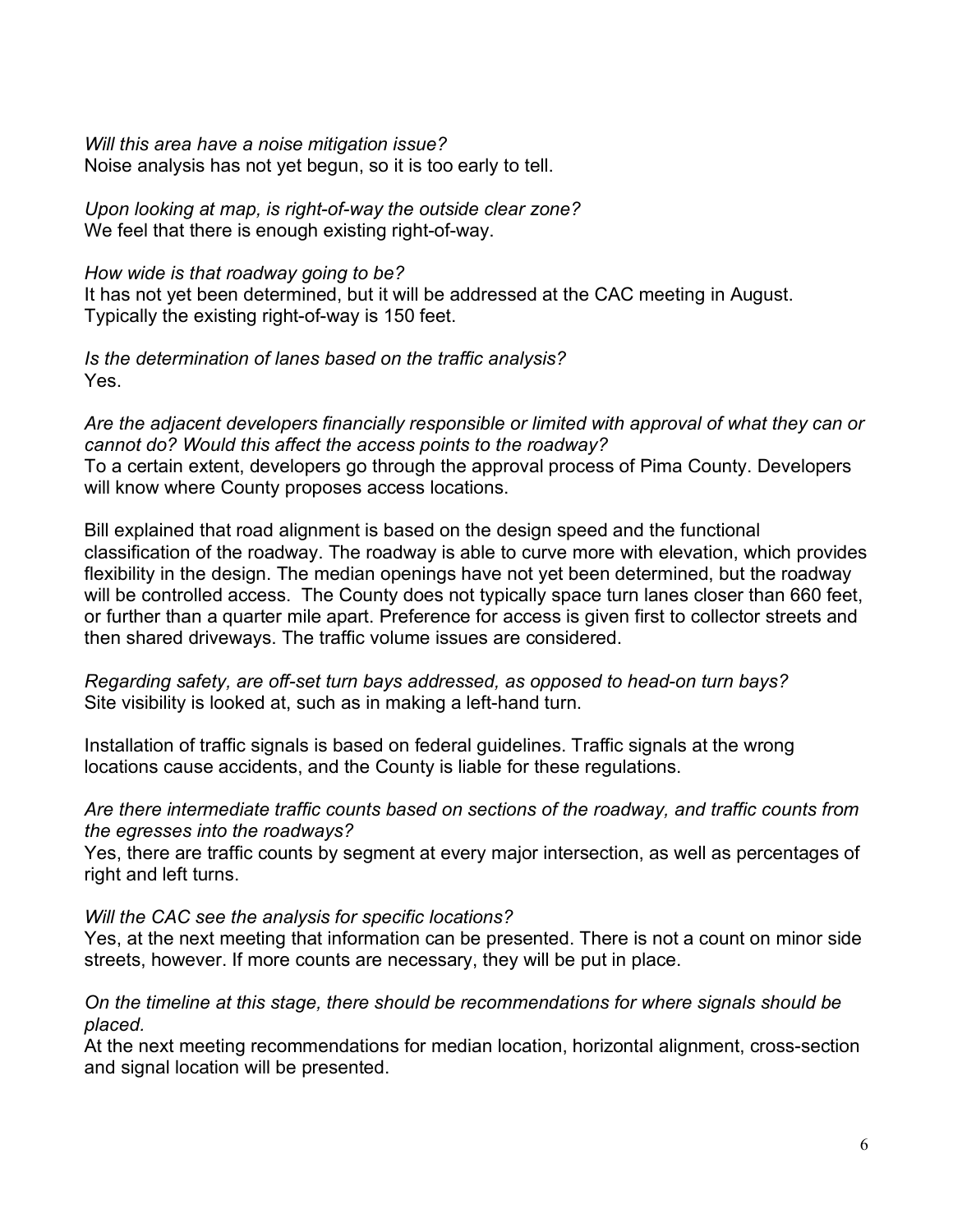*Will this area have a noise mitigation issue?*
Noise analysis has not yet begun, so it is too early to tell.

*Upon looking at map, is right-of-way the outside clear zone?*
We feel that there is enough existing right-of-way.

*How wide is that roadway going to be?*
It has not yet been determined, but it will be addressed at the CAC meeting in August. Typically the existing right-of-way is 150 feet.

*Is the determination of lanes based on the traffic analysis?*
Yes.

*Are the adjacent developers financially responsible or limited with approval of what they can or cannot do? Would this affect the access points to the roadway?*
To a certain extent, developers go through the approval process of Pima County. Developers will know where County proposes access locations.

Bill explained that road alignment is based on the design speed and the functional classification of the roadway. The roadway is able to curve more with elevation, which provides flexibility in the design. The median openings have not yet been determined, but the roadway will be controlled access. The County does not typically space turn lanes closer than 660 feet, or further than a quarter mile apart. Preference for access is given first to collector streets and then shared driveways. The traffic volume issues are considered.

*Regarding safety, are off-set turn bays addressed, as opposed to head-on turn bays?*
Site visibility is looked at, such as in making a left-hand turn.

Installation of traffic signals is based on federal guidelines. Traffic signals at the wrong locations cause accidents, and the County is liable for these regulations.

*Are there intermediate traffic counts based on sections of the roadway, and traffic counts from the egresses into the roadways?*
Yes, there are traffic counts by segment at every major intersection, as well as percentages of right and left turns.

*Will the CAC see the analysis for specific locations?*
Yes, at the next meeting that information can be presented. There is not a count on minor side streets, however. If more counts are necessary, they will be put in place.

*On the timeline at this stage, there should be recommendations for where signals should be placed.*
At the next meeting recommendations for median location, horizontal alignment, cross-section and signal location will be presented.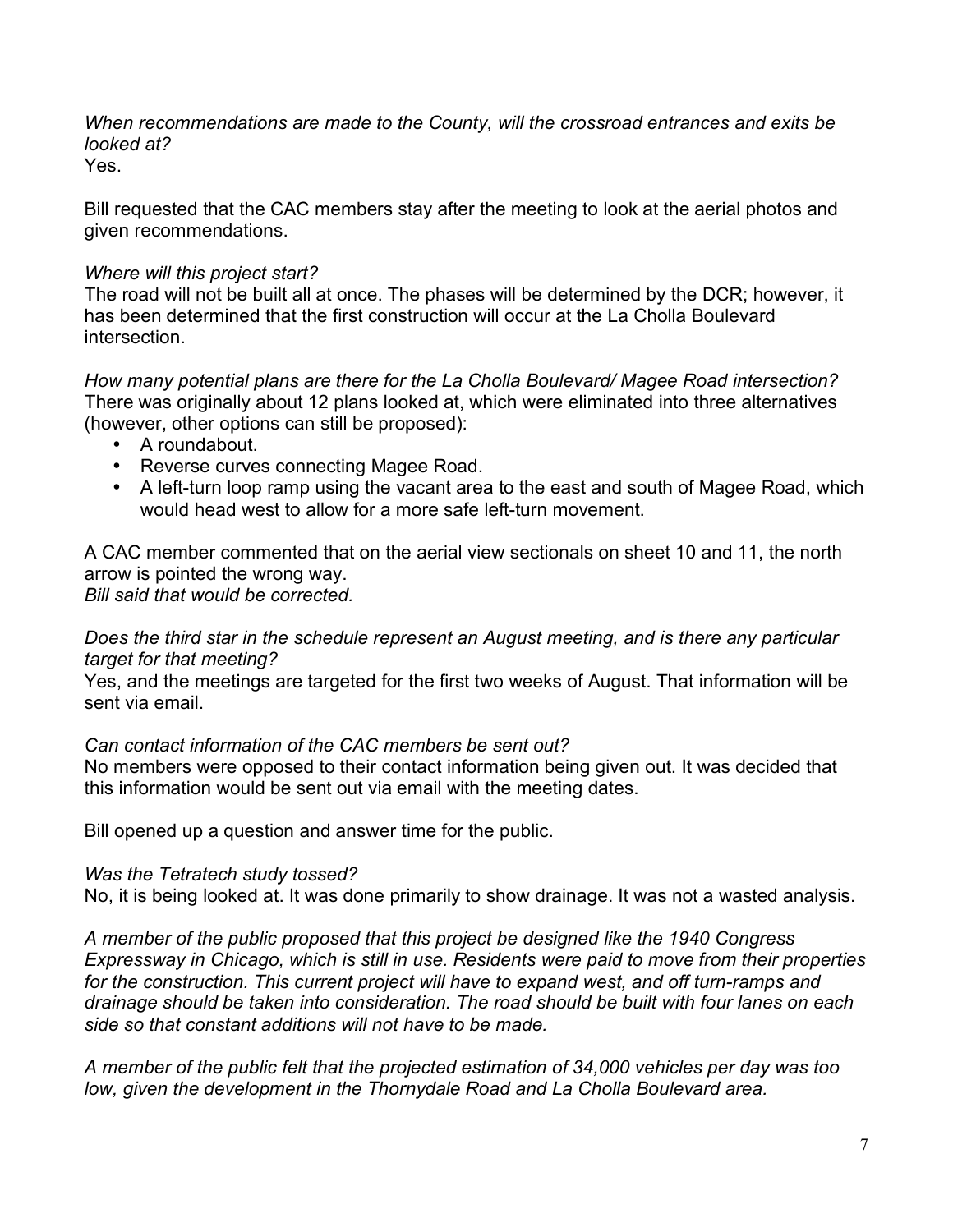*When recommendations are made to the County, will the crossroad entrances and exits be looked at?*
Yes.

Bill requested that the CAC members stay after the meeting to look at the aerial photos and given recommendations.

*Where will this project start?*
The road will not be built all at once. The phases will be determined by the DCR; however, it has been determined that the first construction will occur at the La Cholla Boulevard intersection.

*How many potential plans are there for the La Cholla Boulevard/ Magee Road intersection?*
There was originally about 12 plans looked at, which were eliminated into three alternatives (however, other options can still be proposed):

- A roundabout.
- Reverse curves connecting Magee Road.
- A left-turn loop ramp using the vacant area to the east and south of Magee Road, which would head west to allow for a more safe left-turn movement.

A CAC member commented that on the aerial view sectionals on sheet 10 and 11, the north arrow is pointed the wrong way.
*Bill said that would be corrected.*

*Does the third star in the schedule represent an August meeting, and is there any particular target for that meeting?*
Yes, and the meetings are targeted for the first two weeks of August. That information will be sent via email.

*Can contact information of the CAC members be sent out?*
No members were opposed to their contact information being given out. It was decided that this information would be sent out via email with the meeting dates.

Bill opened up a question and answer time for the public.

*Was the Tetratech study tossed?*
No, it is being looked at. It was done primarily to show drainage. It was not a wasted analysis.

*A member of the public proposed that this project be designed like the 1940 Congress Expressway in Chicago, which is still in use. Residents were paid to move from their properties for the construction. This current project will have to expand west, and off turn-ramps and drainage should be taken into consideration. The road should be built with four lanes on each side so that constant additions will not have to be made.*

*A member of the public felt that the projected estimation of 34,000 vehicles per day was too low, given the development in the Thornydale Road and La Cholla Boulevard area.*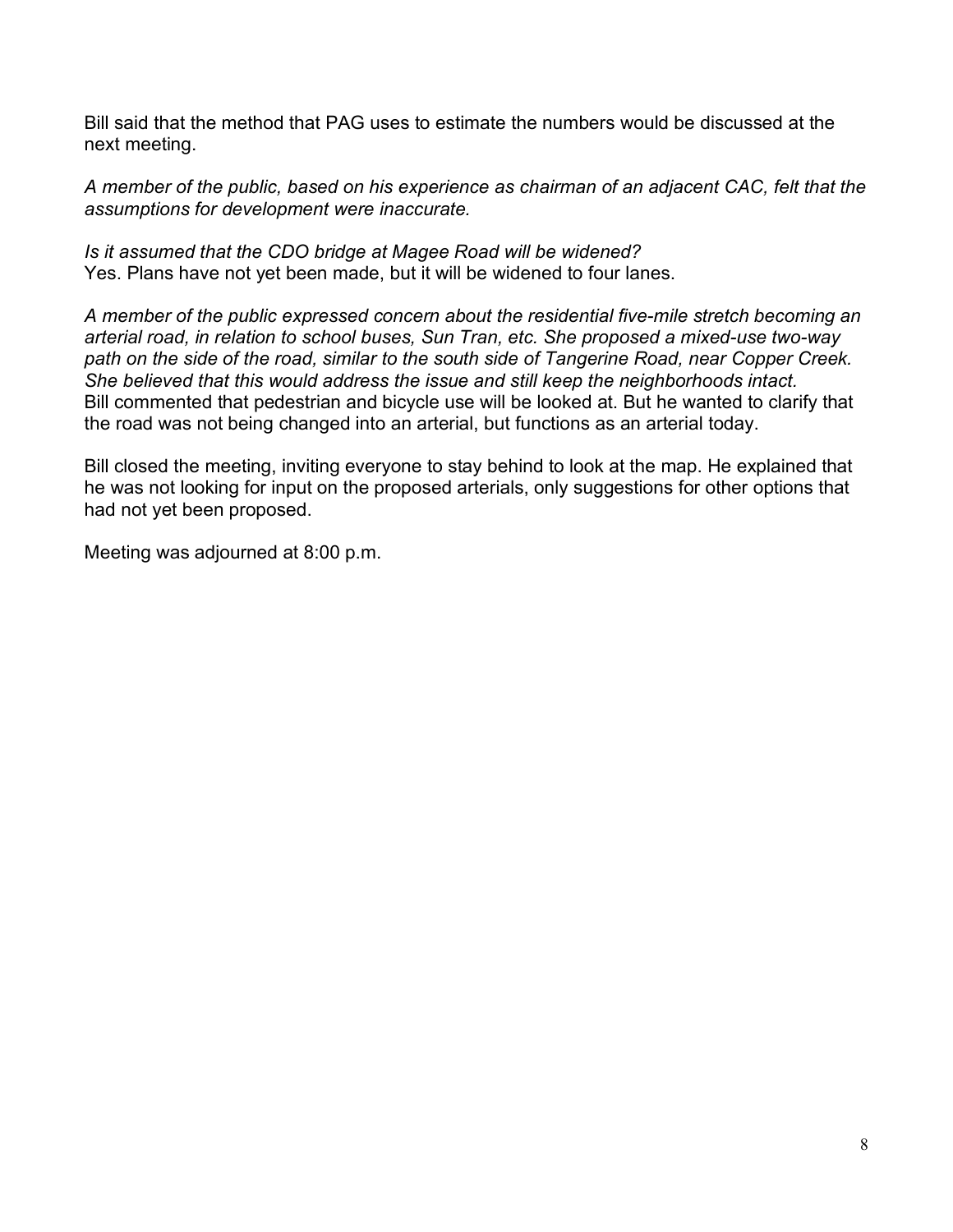Bill said that the method that PAG uses to estimate the numbers would be discussed at the next meeting.

*A member of the public, based on his experience as chairman of an adjacent CAC, felt that the assumptions for development were inaccurate.*

*Is it assumed that the CDO bridge at Magee Road will be widened?*
Yes. Plans have not yet been made, but it will be widened to four lanes.

*A member of the public expressed concern about the residential five-mile stretch becoming an arterial road, in relation to school buses, Sun Tran, etc. She proposed a mixed-use two-way path on the side of the road, similar to the south side of Tangerine Road, near Copper Creek. She believed that this would address the issue and still keep the neighborhoods intact.*
Bill commented that pedestrian and bicycle use will be looked at. But he wanted to clarify that the road was not being changed into an arterial, but functions as an arterial today.

Bill closed the meeting, inviting everyone to stay behind to look at the map. He explained that he was not looking for input on the proposed arterials, only suggestions for other options that had not yet been proposed.

Meeting was adjourned at 8:00 p.m.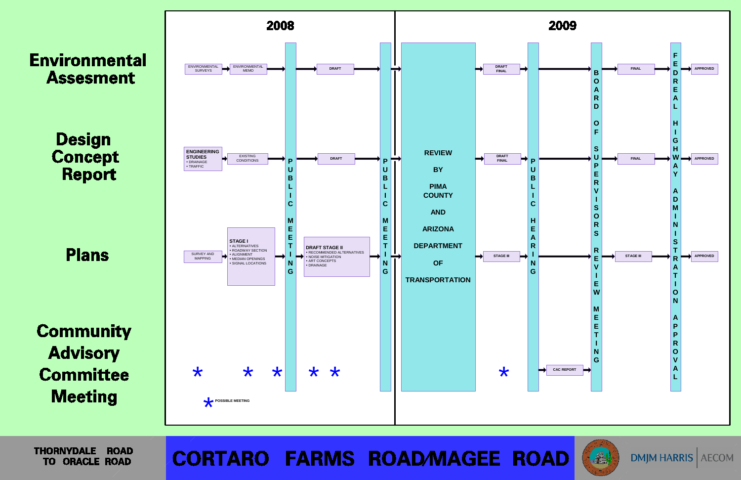# CORTARO FARMS ROAD/MAGEE ROAD

THORNYDALE ROAD TO ORACLE ROAD

DMJM HARRIS | AECOM

| | 2008 | | | | 2009 | | | | | | |
|---|---|---|---|---|---|---|---|---|---|---|---|
| **Environmental Assesment** | ENVIRONMENTAL SURVEYS → ENVIRONMENTAL MEMO | PUBLIC MEETING | DRAFT | PUBLIC MEETING | REVIEW BY PIMA COUNTY AND ARIZONA DEPARTMENT OF TRANSPORTATION | DRAFT FINAL | PUBLIC HEARING | BOARD OF SUPERVISORS REVIEW MEETING | FINAL | FEDREAL HIGHWAY ADMINISTRATION APPROVAL | APPROVED |
| **Design Concept Report** | ENGINEERING STUDIES (• DRAINAGE • TRAFFIC) → EXISTING CONDITIONS | | DRAFT | | | DRAFT FINAL | | | FINAL | | APPROVED |
| **Plans** | SURVEY AND MAPPING → STAGE I (• ALTERNATIVES • ROADWAY SECTION • ALIGNMENT • MEDIAN OPENINGS • SIGNAL LOCATIONS) | | DRAFT STAGE II (• RECOMMENDED ALTERNATIVES • NOISE MITIGATION • ART CONCEPTS • DRAINAGE) | | | STAGE III | | | STAGE III | | APPROVED |
| **Community Advisory Committee Meeting** | * * * | | * * | | | * | | CAC REPORT | | | |

\* POSSIBLE MEETING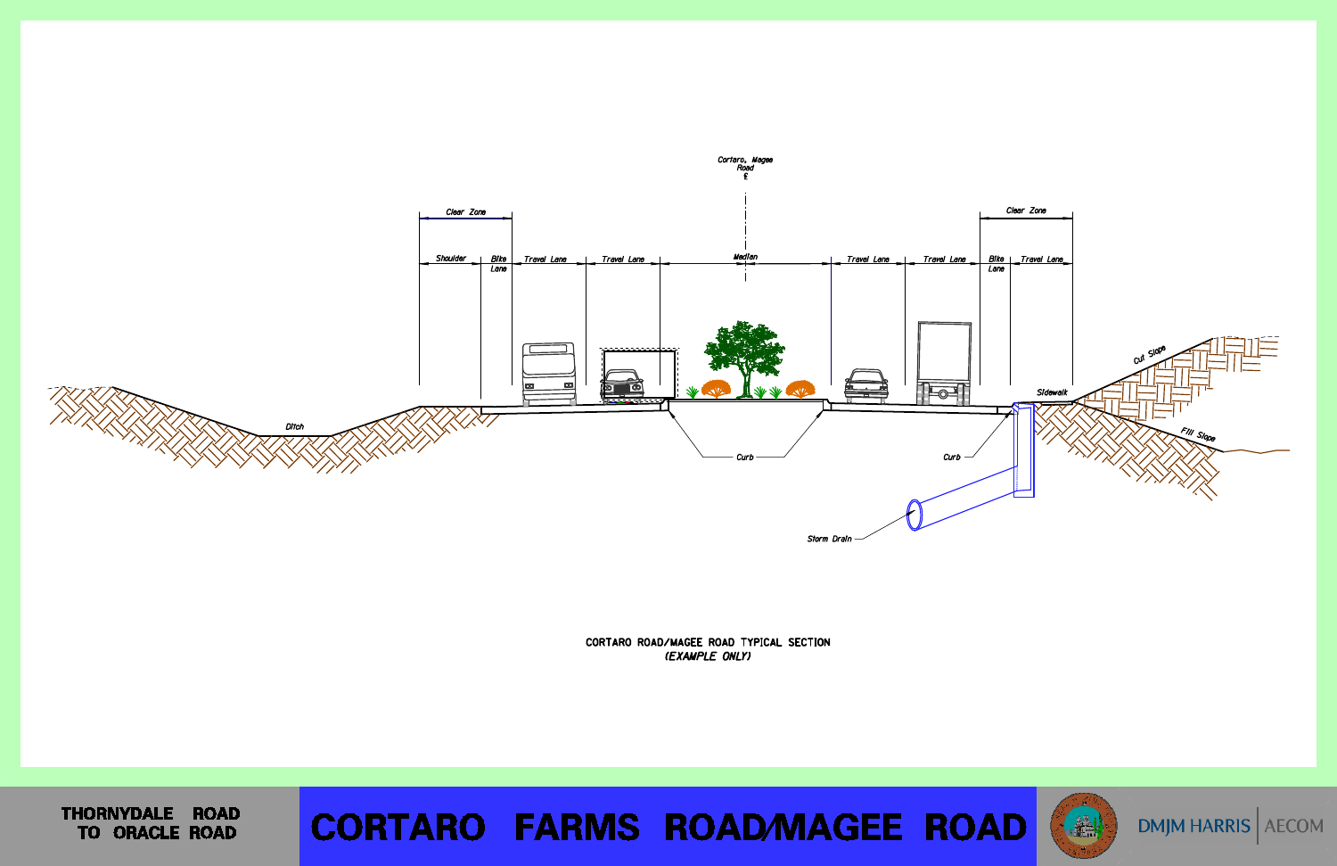Cortaro, Magee Road ℄

Clear Zone

Shoulder | Bike Lane | Travel Lane | Travel Lane | Median | Travel Lane | Travel Lane | Bike Lane | Travel Lane

Clear Zone

Ditch

Curb

Curb

Sidewalk

Cut Slope

Fill Slope

Storm Drain

CORTARO ROAD/MAGEE ROAD TYPICAL SECTION
*(EXAMPLE ONLY)*

**THORNYDALE ROAD TO ORACLE ROAD**

# CORTARO FARMS ROAD/MAGEE ROAD

DMJM HARRIS | AECOM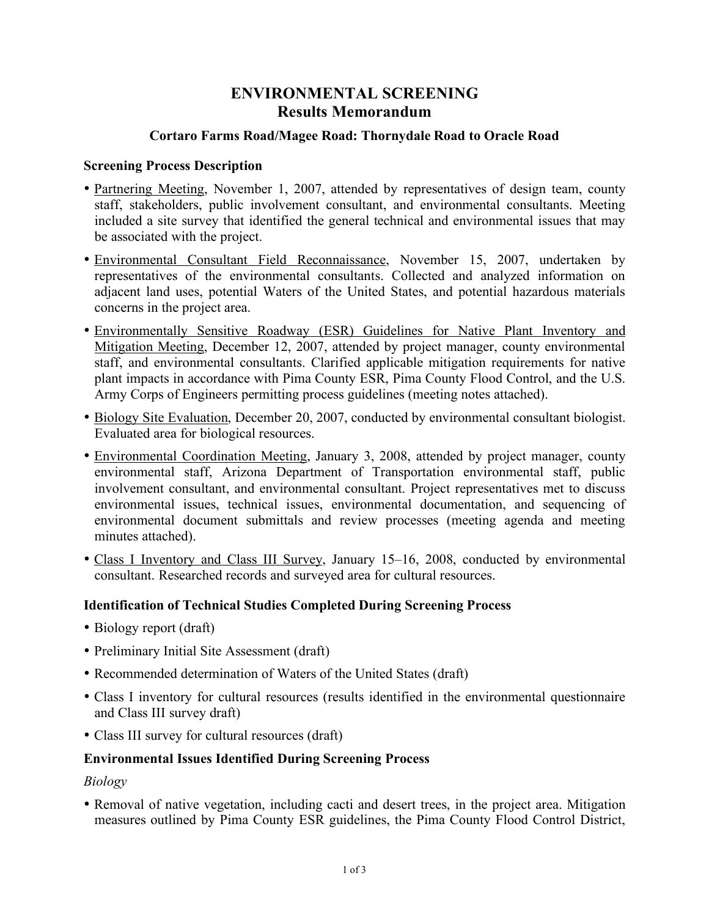# ENVIRONMENTAL SCREENING
## Results Memorandum

### Cortaro Farms Road/Magee Road: Thornydale Road to Oracle Road

**Screening Process Description**

- Partnering Meeting, November 1, 2007, attended by representatives of design team, county staff, stakeholders, public involvement consultant, and environmental consultants. Meeting included a site survey that identified the general technical and environmental issues that may be associated with the project.
- Environmental Consultant Field Reconnaissance, November 15, 2007, undertaken by representatives of the environmental consultants. Collected and analyzed information on adjacent land uses, potential Waters of the United States, and potential hazardous materials concerns in the project area.
- Environmentally Sensitive Roadway (ESR) Guidelines for Native Plant Inventory and Mitigation Meeting, December 12, 2007, attended by project manager, county environmental staff, and environmental consultants. Clarified applicable mitigation requirements for native plant impacts in accordance with Pima County ESR, Pima County Flood Control, and the U.S. Army Corps of Engineers permitting process guidelines (meeting notes attached).
- Biology Site Evaluation, December 20, 2007, conducted by environmental consultant biologist. Evaluated area for biological resources.
- Environmental Coordination Meeting, January 3, 2008, attended by project manager, county environmental staff, Arizona Department of Transportation environmental staff, public involvement consultant, and environmental consultant. Project representatives met to discuss environmental issues, technical issues, environmental documentation, and sequencing of environmental document submittals and review processes (meeting agenda and meeting minutes attached).
- Class I Inventory and Class III Survey, January 15–16, 2008, conducted by environmental consultant. Researched records and surveyed area for cultural resources.

**Identification of Technical Studies Completed During Screening Process**

- Biology report (draft)
- Preliminary Initial Site Assessment (draft)
- Recommended determination of Waters of the United States (draft)
- Class I inventory for cultural resources (results identified in the environmental questionnaire and Class III survey draft)
- Class III survey for cultural resources (draft)

**Environmental Issues Identified During Screening Process**

*Biology*

- Removal of native vegetation, including cacti and desert trees, in the project area. Mitigation measures outlined by Pima County ESR guidelines, the Pima County Flood Control District,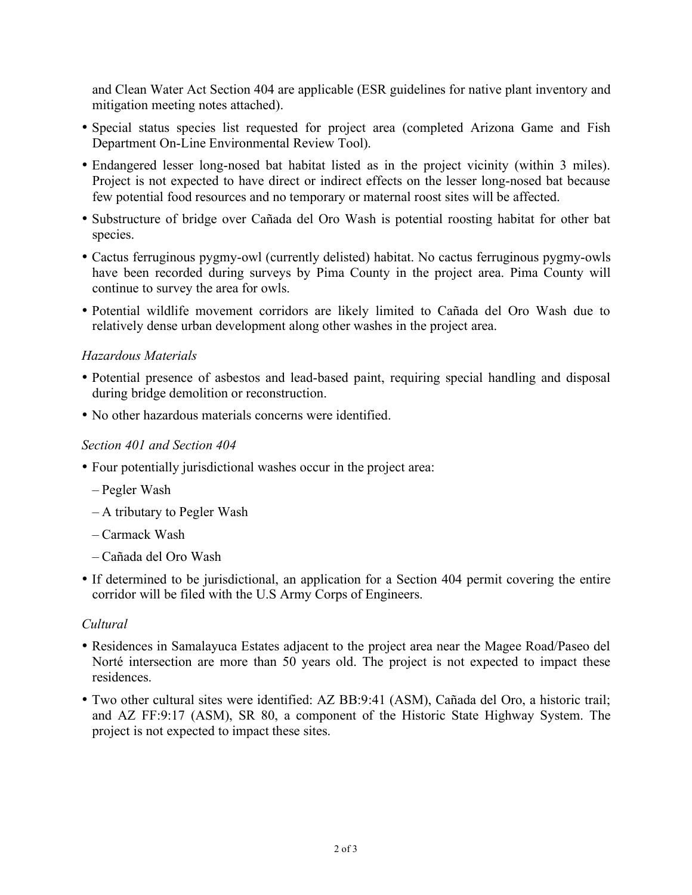and Clean Water Act Section 404 are applicable (ESR guidelines for native plant inventory and mitigation meeting notes attached).

- Special status species list requested for project area (completed Arizona Game and Fish Department On-Line Environmental Review Tool).
- Endangered lesser long-nosed bat habitat listed as in the project vicinity (within 3 miles). Project is not expected to have direct or indirect effects on the lesser long-nosed bat because few potential food resources and no temporary or maternal roost sites will be affected.
- Substructure of bridge over Cañada del Oro Wash is potential roosting habitat for other bat species.
- Cactus ferruginous pygmy-owl (currently delisted) habitat. No cactus ferruginous pygmy-owls have been recorded during surveys by Pima County in the project area. Pima County will continue to survey the area for owls.
- Potential wildlife movement corridors are likely limited to Cañada del Oro Wash due to relatively dense urban development along other washes in the project area.

*Hazardous Materials*

- Potential presence of asbestos and lead-based paint, requiring special handling and disposal during bridge demolition or reconstruction.
- No other hazardous materials concerns were identified.

*Section 401 and Section 404*

- Four potentially jurisdictional washes occur in the project area:
  - Pegler Wash
  - A tributary to Pegler Wash
  - Carmack Wash
  - Cañada del Oro Wash
- If determined to be jurisdictional, an application for a Section 404 permit covering the entire corridor will be filed with the U.S Army Corps of Engineers.

*Cultural*

- Residences in Samalayuca Estates adjacent to the project area near the Magee Road/Paseo del Norté intersection are more than 50 years old. The project is not expected to impact these residences.
- Two other cultural sites were identified: AZ BB:9:41 (ASM), Cañada del Oro, a historic trail; and AZ FF:9:17 (ASM), SR 80, a component of the Historic State Highway System. The project is not expected to impact these sites.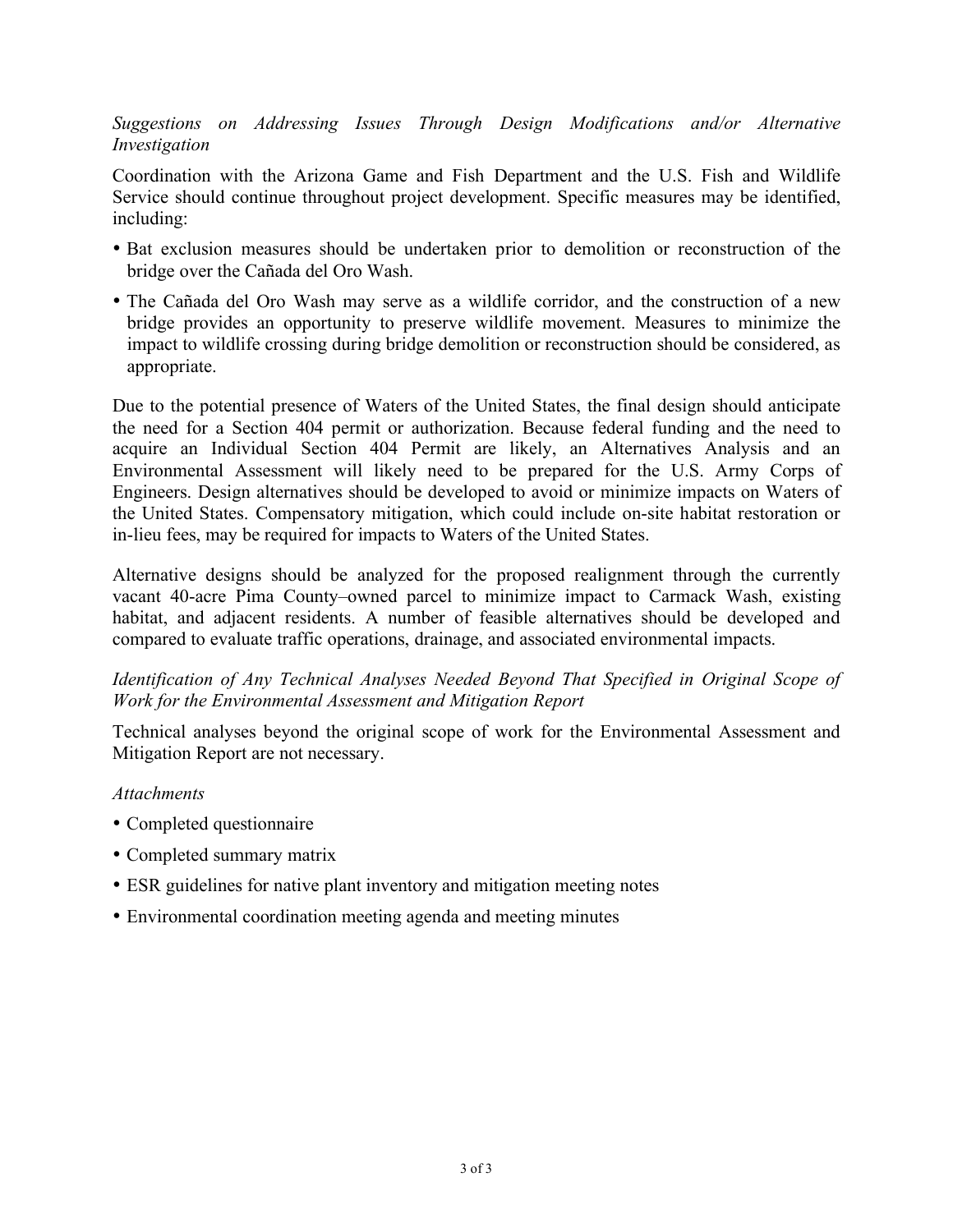*Suggestions on Addressing Issues Through Design Modifications and/or Alternative Investigation*

Coordination with the Arizona Game and Fish Department and the U.S. Fish and Wildlife Service should continue throughout project development. Specific measures may be identified, including:

- Bat exclusion measures should be undertaken prior to demolition or reconstruction of the bridge over the Cañada del Oro Wash.
- The Cañada del Oro Wash may serve as a wildlife corridor, and the construction of a new bridge provides an opportunity to preserve wildlife movement. Measures to minimize the impact to wildlife crossing during bridge demolition or reconstruction should be considered, as appropriate.

Due to the potential presence of Waters of the United States, the final design should anticipate the need for a Section 404 permit or authorization. Because federal funding and the need to acquire an Individual Section 404 Permit are likely, an Alternatives Analysis and an Environmental Assessment will likely need to be prepared for the U.S. Army Corps of Engineers. Design alternatives should be developed to avoid or minimize impacts on Waters of the United States. Compensatory mitigation, which could include on-site habitat restoration or in-lieu fees, may be required for impacts to Waters of the United States.

Alternative designs should be analyzed for the proposed realignment through the currently vacant 40-acre Pima County–owned parcel to minimize impact to Carmack Wash, existing habitat, and adjacent residents. A number of feasible alternatives should be developed and compared to evaluate traffic operations, drainage, and associated environmental impacts.

*Identification of Any Technical Analyses Needed Beyond That Specified in Original Scope of Work for the Environmental Assessment and Mitigation Report*

Technical analyses beyond the original scope of work for the Environmental Assessment and Mitigation Report are not necessary.

*Attachments*

- Completed questionnaire
- Completed summary matrix
- ESR guidelines for native plant inventory and mitigation meeting notes
- Environmental coordination meeting agenda and meeting minutes